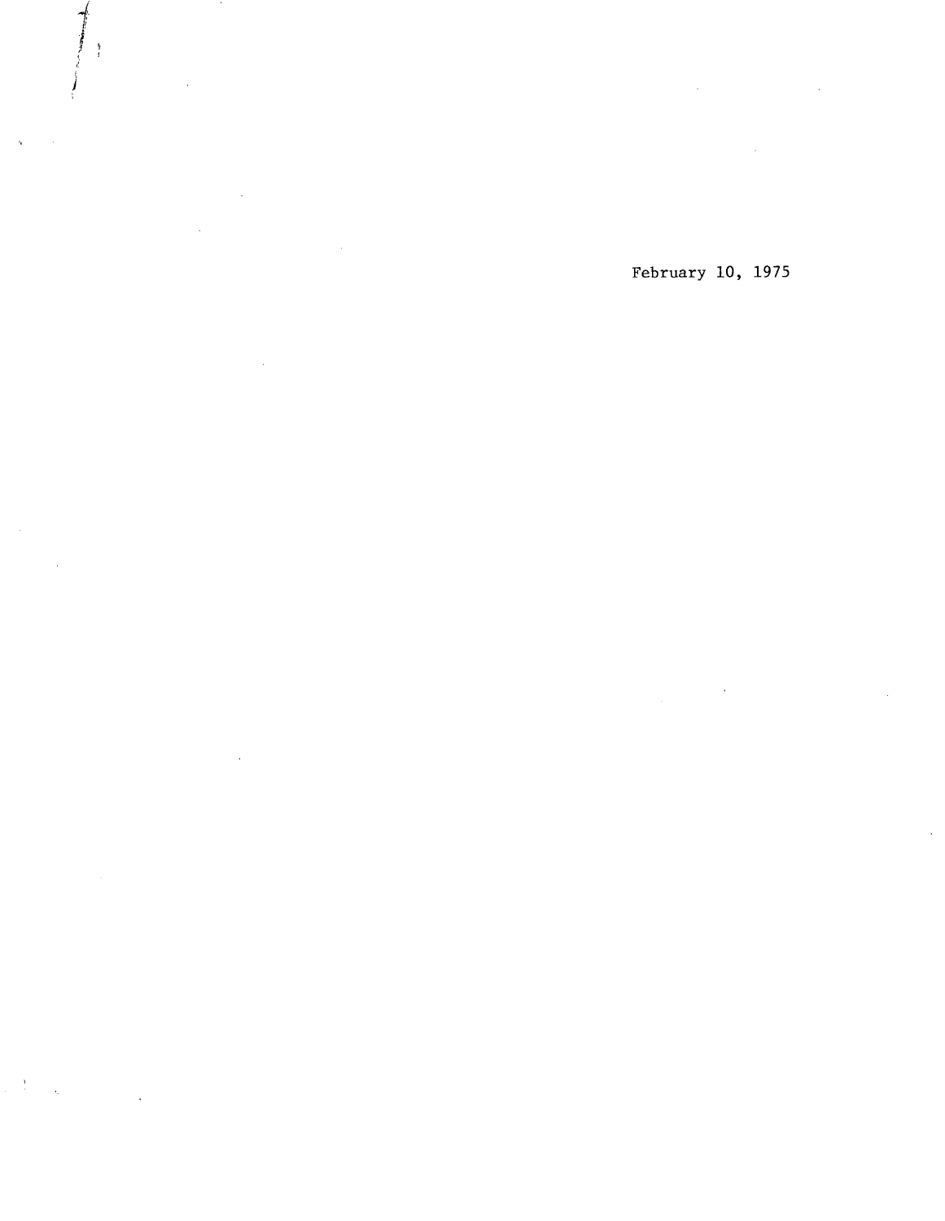February 10, 1975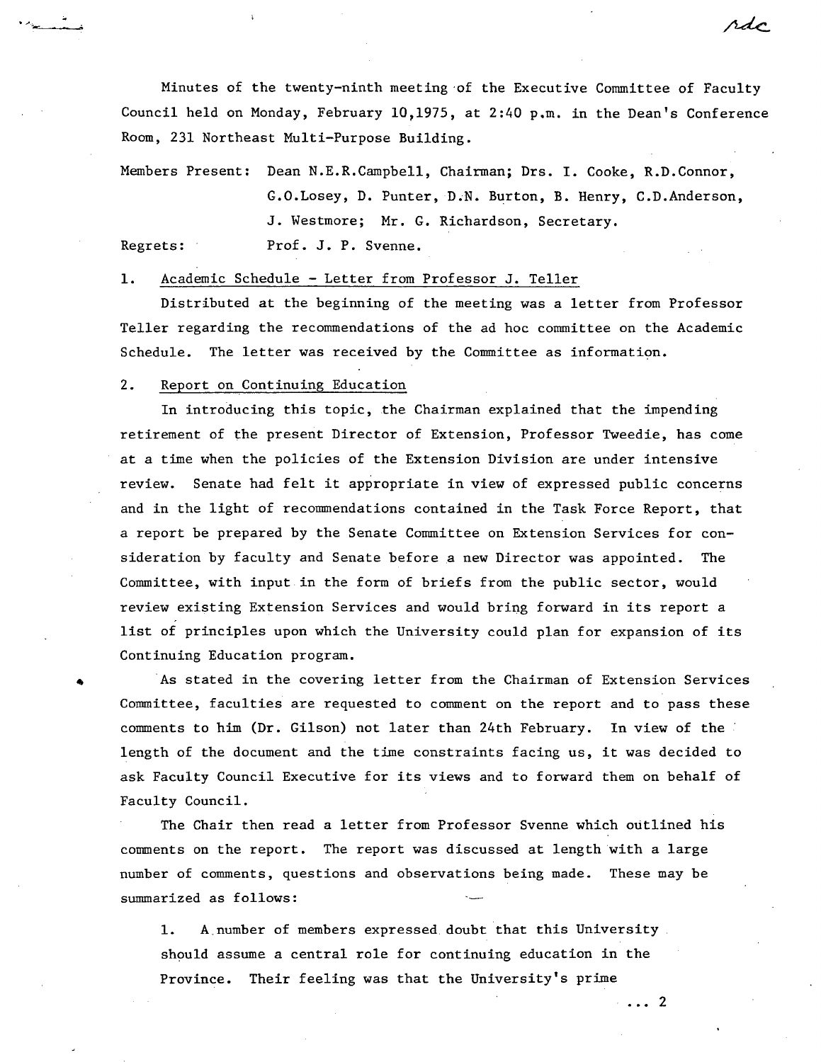rdc

Minutes of the twenty-ninth meeting of the Executive Committee of Faculty Council held on Monday, February 10,1975, at 2:40 p.m. in the Dean's Conference Room, 231 Northeast Multi-Purpose Building.

Members Present: Dean N.E.R.Campbell, Chairman; Drs. I. Cooke, R.D.Connor, G.O.Losey, D. Punter, D.N. Burton, B. Henry, C.D.Anderson, J. Westmore; Mr. G. Richardson, Secretary.

Regrets: Prof. J. P. Svenne.

1. Academic Schedule - Letter from Professor J. Teller

Distributed at the beginning of the meeting was a letter from Professor Teller regarding the recommendations of the ad hoc committee on the Academic Schedule. The letter was received by the Committee as information.

2. Report on Continuing Education

In introducing this topic, the Chairman explained that the impending retirement of the present Director of Extension, Professor Tweedie, has come at a time when the policies of the Extension Division are under intensive review. Senate had felt it appropriate in view of expressed public concerns and in the light of recommendations contained in the Task Force Report, that a report be prepared by the Senate Committee on Extension Services for consideration by faculty and Senate before a new Director was appointed. The Committee, with input in the form of briefs from the public sector, would review existing Extension Services and would bring forward in its report a list of principles upon which the University could plan for expansion of its Continuing Education program.

As stated in the covering letter from the Chairman of Extension Services Committee, faculties are requested to comment on the report and to pass these comments to him (Dr. Gilson) not later than 24th February. In view of the length of the document and the time constraints facing us, it was decided to ask Faculty Council Executive for its views and to forward them on behalf of Faculty Council.

The Chair then read a letter from Professor Svenne which outlined his comments on the report. The report was discussed at length with a large number of comments, questions and observations being made. These may be summarized as follows:

1. A number of members expressed doubt that this University should assume a central role for continuing education in the Province. Their feeling was that the University's prime

... 2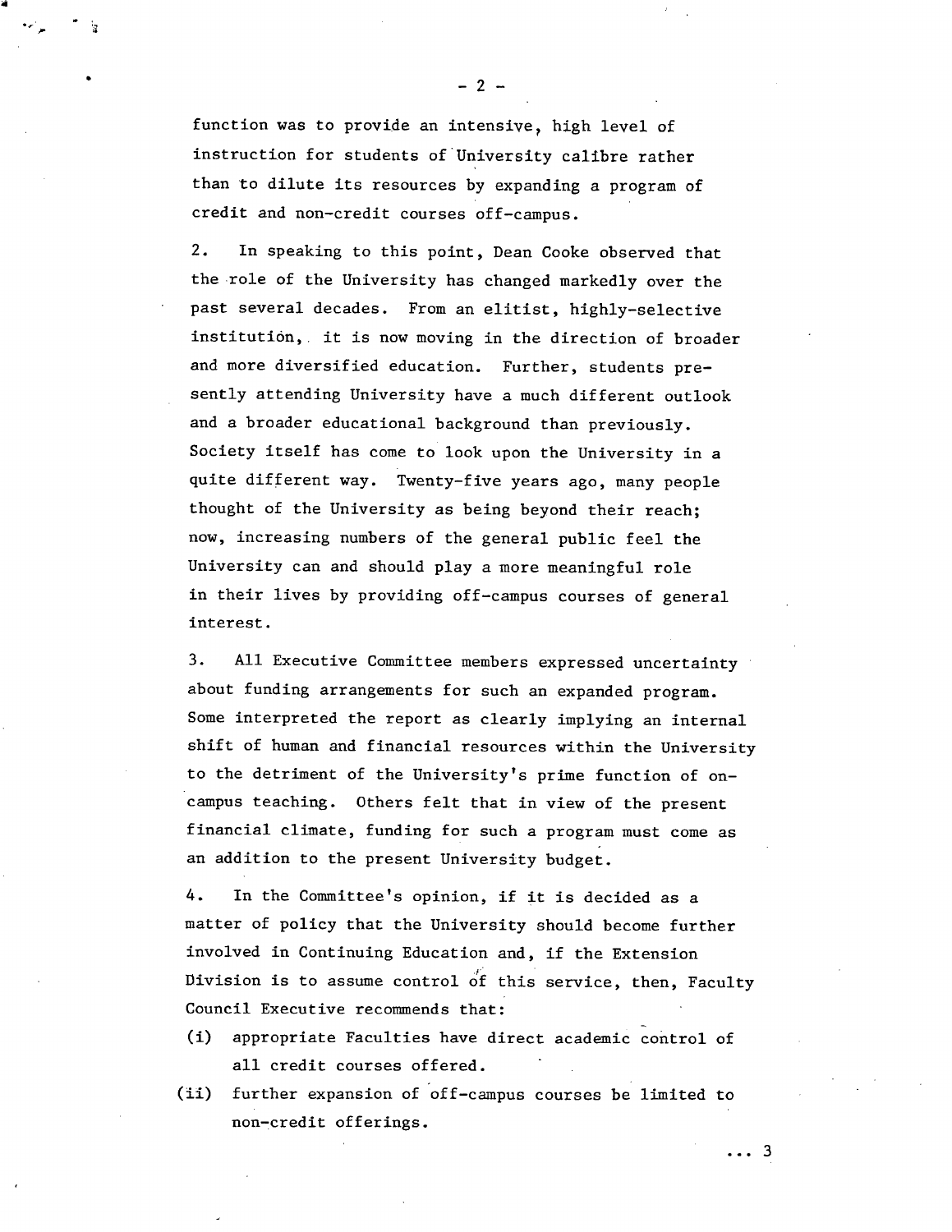function was to provide an intensive, high level of instruction for students of University calibre rather than to dilute its resources by expanding a program of credit and non-credit courses off-campus.

2. In speaking to this point, Dean Cooke observed that the role of the University has changed markedly over the past several decades. From an elitist, highly-selective institution, it is now moving in the direction of broader and more diversified education. Further, students presently attending University have a much different outlook and a broader educational background than previously. Society itself has come to look upon the University in a quite different way. Twenty-five years ago, many people thought of the University as being beyond their reach; now, increasing numbers of the general public feel the University can and should play a more meaningful role in their lives by providing off-campus courses of general interest.

3. All Executive Committee members expressed uncertainty about funding arrangements for such an expanded program. Some interpreted the report as clearly implying an internal shift of human and financial resources within the University to the detriment of the University's prime function of on-campus teaching. Others felt that in view of the present financial climate, funding for such a program must come as an addition to the present University budget.

4. In the Committee's opinion, if it is decided as a matter of policy that the University should become further involved in Continuing Education and, if the Extension Division is to assume control of this service, then, Faculty Council Executive recommends that:

(i) appropriate Faculties have direct academic control of all credit courses offered.

(ii) further expansion of off-campus courses be limited to non-credit offerings.

... 3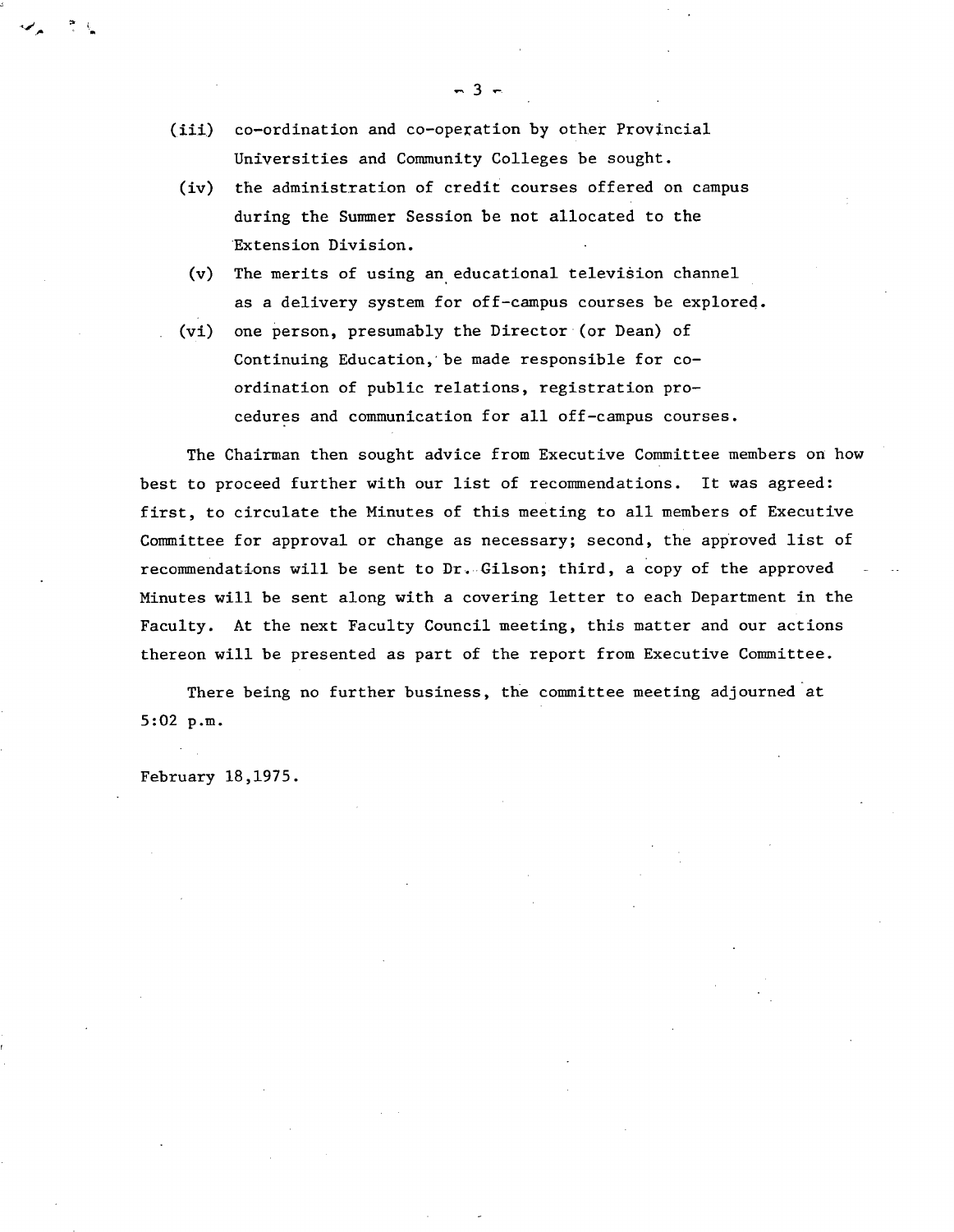(iii) co-ordination and co-operation by other Provincial Universities and Community Colleges be sought.

(iv) the administration of credit courses offered on campus during the Summer Session be not allocated to the Extension Division.

(v) The merits of using an educational television channel as a delivery system for off-campus courses be explored.

(vi) one person, presumably the Director (or Dean) of Continuing Education, be made responsible for co-ordination of public relations, registration procedures and communication for all off-campus courses.

The Chairman then sought advice from Executive Committee members on how best to proceed further with our list of recommendations. It was agreed: first, to circulate the Minutes of this meeting to all members of Executive Committee for approval or change as necessary; second, the approved list of recommendations will be sent to Dr. Gilson; third, a copy of the approved Minutes will be sent along with a covering letter to each Department in the Faculty. At the next Faculty Council meeting, this matter and our actions thereon will be presented as part of the report from Executive Committee.

There being no further business, the committee meeting adjourned at 5:02 p.m.

February 18,1975.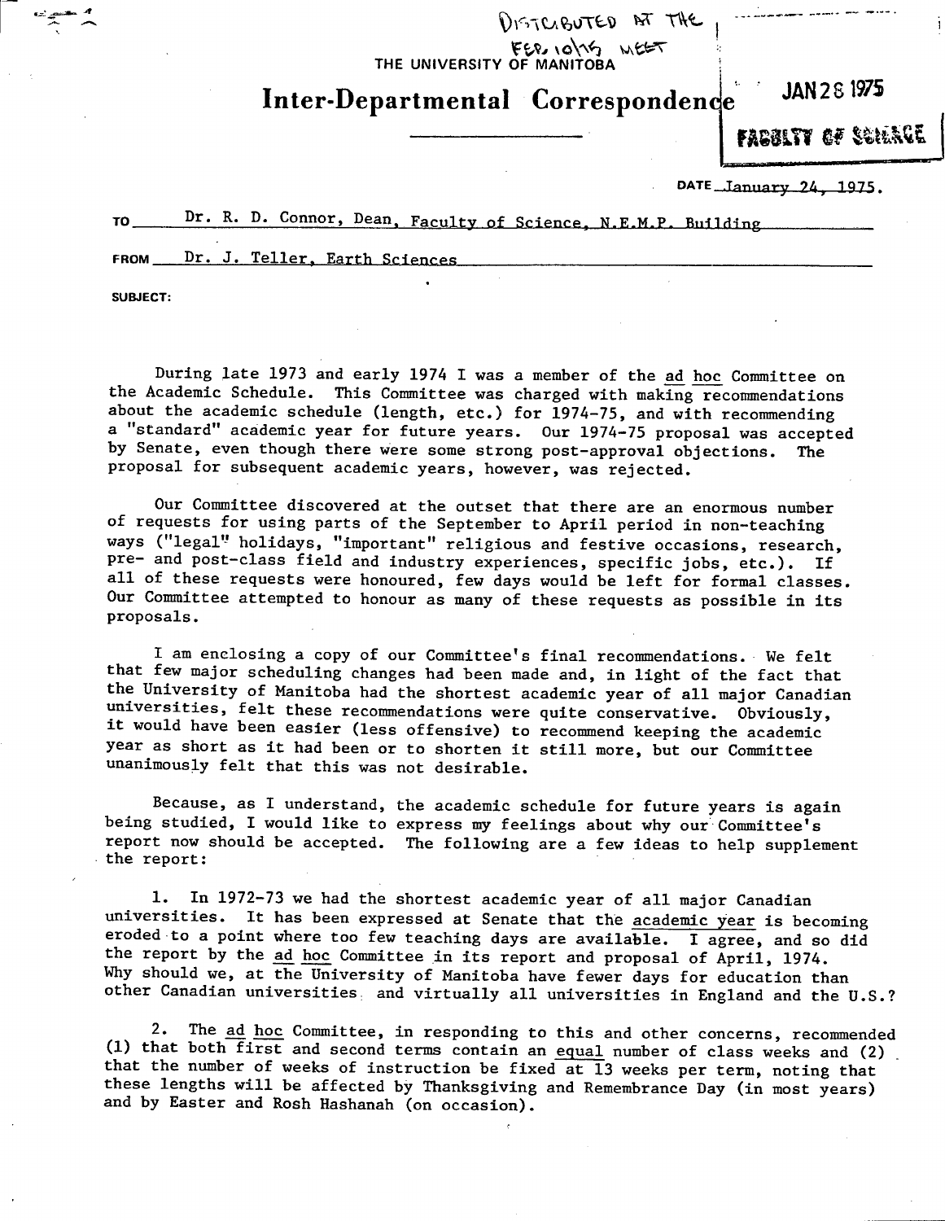DISTRIBUTED AT THE FEB. 10/75 MEET

THE UNIVERSITY OF MANITOBA

# Inter-Departmental Correspondence

JAN 28 1975

FACULTY OF SCIENCE

DATE January 24, 1975.

TO Dr. R. D. Connor, Dean, Faculty of Science, N.E.M.P. Building

FROM Dr. J. Teller, Earth Sciences

SUBJECT:

During late 1973 and early 1974 I was a member of the ad hoc Committee on the Academic Schedule. This Committee was charged with making recommendations about the academic schedule (length, etc.) for 1974-75, and with recommending a "standard" academic year for future years. Our 1974-75 proposal was accepted by Senate, even though there were some strong post-approval objections. The proposal for subsequent academic years, however, was rejected.

Our Committee discovered at the outset that there are an enormous number of requests for using parts of the September to April period in non-teaching ways ("legal" holidays, "important" religious and festive occasions, research, pre- and post-class field and industry experiences, specific jobs, etc.). If all of these requests were honoured, few days would be left for formal classes. Our Committee attempted to honour as many of these requests as possible in its proposals.

I am enclosing a copy of our Committee's final recommendations. We felt that few major scheduling changes had been made and, in light of the fact that the University of Manitoba had the shortest academic year of all major Canadian universities, felt these recommendations were quite conservative. Obviously, it would have been easier (less offensive) to recommend keeping the academic year as short as it had been or to shorten it still more, but our Committee unanimously felt that this was not desirable.

Because, as I understand, the academic schedule for future years is again being studied, I would like to express my feelings about why our Committee's report now should be accepted. The following are a few ideas to help supplement the report:

1. In 1972-73 we had the shortest academic year of all major Canadian universities. It has been expressed at Senate that the academic year is becoming eroded to a point where too few teaching days are available. I agree, and so did the report by the ad hoc Committee in its report and proposal of April, 1974. Why should we, at the University of Manitoba have fewer days for education than other Canadian universities and virtually all universities in England and the U.S.?

2. The ad hoc Committee, in responding to this and other concerns, recommended (1) that both first and second terms contain an equal number of class weeks and (2) that the number of weeks of instruction be fixed at 13 weeks per term, noting that these lengths will be affected by Thanksgiving and Remembrance Day (in most years) and by Easter and Rosh Hashanah (on occasion).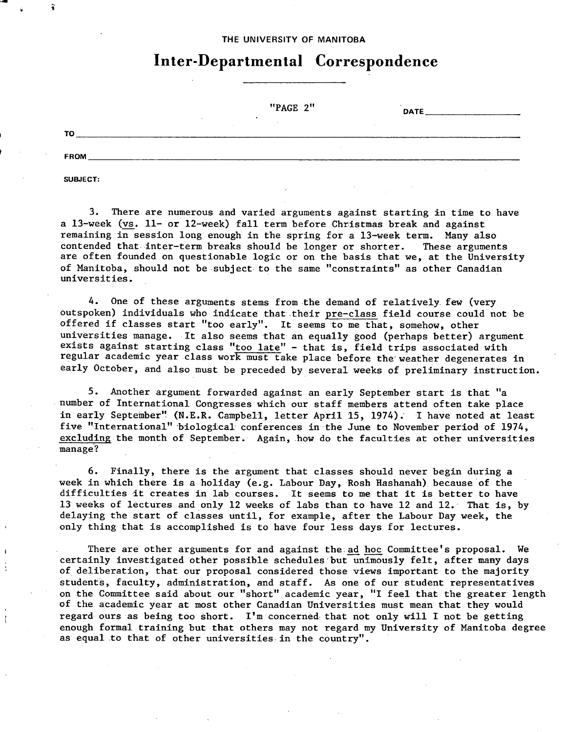THE UNIVERSITY OF MANITOBA

# Inter-Departmental Correspondence

"PAGE 2" DATE

TO

FROM

SUBJECT:

3. There are numerous and varied arguments against starting in time to have a 13-week (vs. 11- or 12-week) fall term before Christmas break and against remaining in session long enough in the spring for a 13-week term. Many also contended that inter-term breaks should be longer or shorter. These arguments are often founded on questionable logic or on the basis that we, at the University of Manitoba, should not be subject to the same "constraints" as other Canadian universities.

4. One of these arguments stems from the demand of relatively few (very outspoken) individuals who indicate that their pre-class field course could not be offered if classes start "too early". It seems to me that, somehow, other universities manage. It also seems that an equally good (perhaps better) argument exists against starting class "too late" - that is, field trips associated with regular academic year class work must take place before the weather degenerates in early October, and also must be preceded by several weeks of preliminary instruction.

5. Another argument forwarded against an early September start is that "a number of International Congresses which our staff members attend often take place in early September" (N.E.R. Campbell, letter April 15, 1974). I have noted at least five "International" biological conferences in the June to November period of 1974, excluding the month of September. Again, how do the faculties at other universities manage?

6. Finally, there is the argument that classes should never begin during a week in which there is a holiday (e.g. Labour Day, Rosh Hashanah) because of the difficulties it creates in lab courses. It seems to me that it is better to have 13 weeks of lectures and only 12 weeks of labs than to have 12 and 12. That is, by delaying the start of classes until, for example, after the Labour Day week, the only thing that is accomplished is to have four less days for lectures.

There are other arguments for and against the *ad hoc* Committee's proposal. We certainly investigated other possible schedules but unimously felt, after many days of deliberation, that our proposal considered those views important to the majority students, faculty, administration, and staff. As one of our student representatives on the Committee said about our "short" academic year, "I feel that the greater length of the academic year at most other Canadian Universities must mean that they would regard ours as being too short. I'm concerned that not only will I not be getting enough formal training but that others may not regard my University of Manitoba degree as equal to that of other universities in the country".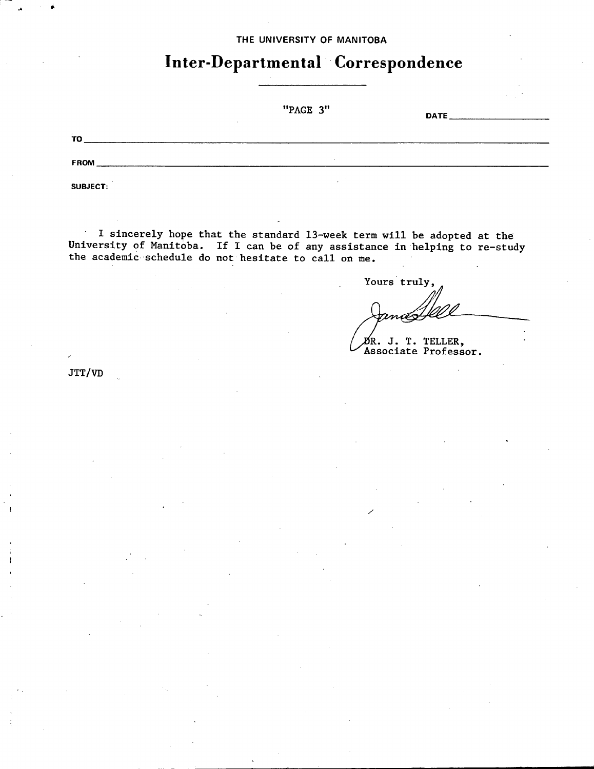THE UNIVERSITY OF MANITOBA

# Inter-Departmental Correspondence

"PAGE 3"

DATE

TO

FROM

SUBJECT:

I sincerely hope that the standard 13-week term will be adopted at the University of Manitoba. If I can be of any assistance in helping to re-study the academic schedule do not hesitate to call on me.

Yours truly,

DR. J. T. TELLER,
Associate Professor.

JTT/VD